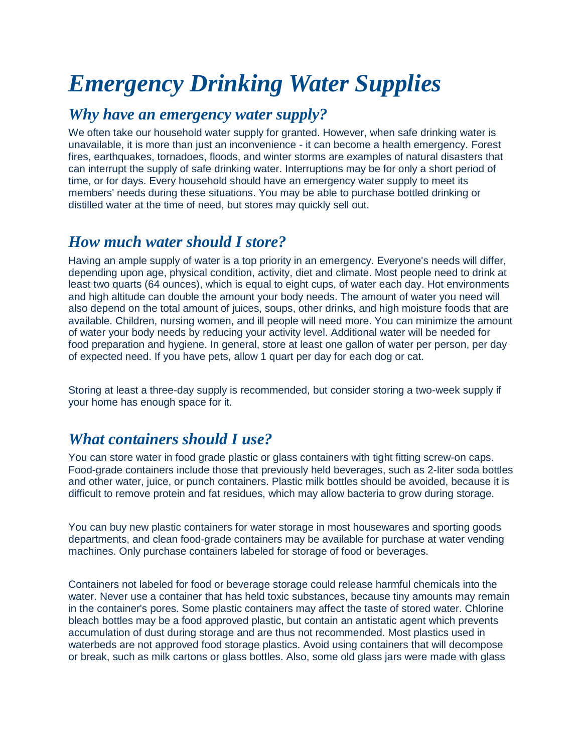# *Emergency Drinking Water Supplies*

## *Why have an emergency water supply?*

We often take our household water supply for granted. However, when safe drinking water is unavailable, it is more than just an inconvenience - it can become a health emergency. Forest fires, earthquakes, tornadoes, floods, and winter storms are examples of natural disasters that can interrupt the supply of safe drinking water. Interruptions may be for only a short period of time, or for days. Every household should have an emergency water supply to meet its members' needs during these situations. You may be able to purchase bottled drinking or distilled water at the time of need, but stores may quickly sell out.

## *How much water should I store?*

Having an ample supply of water is a top priority in an emergency. Everyone's needs will differ, depending upon age, physical condition, activity, diet and climate. Most people need to drink at least two quarts (64 ounces), which is equal to eight cups, of water each day. Hot environments and high altitude can double the amount your body needs. The amount of water you need will also depend on the total amount of juices, soups, other drinks, and high moisture foods that are available. Children, nursing women, and ill people will need more. You can minimize the amount of water your body needs by reducing your activity level. Additional water will be needed for food preparation and hygiene. In general, store at least one gallon of water per person, per day of expected need. If you have pets, allow 1 quart per day for each dog or cat.

Storing at least a three-day supply is recommended, but consider storing a two-week supply if your home has enough space for it.

## *What containers should I use?*

You can store water in food grade plastic or glass containers with tight fitting screw-on caps. Food-grade containers include those that previously held beverages, such as 2-liter soda bottles and other water, juice, or punch containers. Plastic milk bottles should be avoided, because it is difficult to remove protein and fat residues, which may allow bacteria to grow during storage.

You can buy new plastic containers for water storage in most housewares and sporting goods departments, and clean food-grade containers may be available for purchase at water vending machines. Only purchase containers labeled for storage of food or beverages.

Containers not labeled for food or beverage storage could release harmful chemicals into the water. Never use a container that has held toxic substances, because tiny amounts may remain in the container's pores. Some plastic containers may affect the taste of stored water. Chlorine bleach bottles may be a food approved plastic, but contain an antistatic agent which prevents accumulation of dust during storage and are thus not recommended. Most plastics used in waterbeds are not approved food storage plastics. Avoid using containers that will decompose or break, such as milk cartons or glass bottles. Also, some old glass jars were made with glass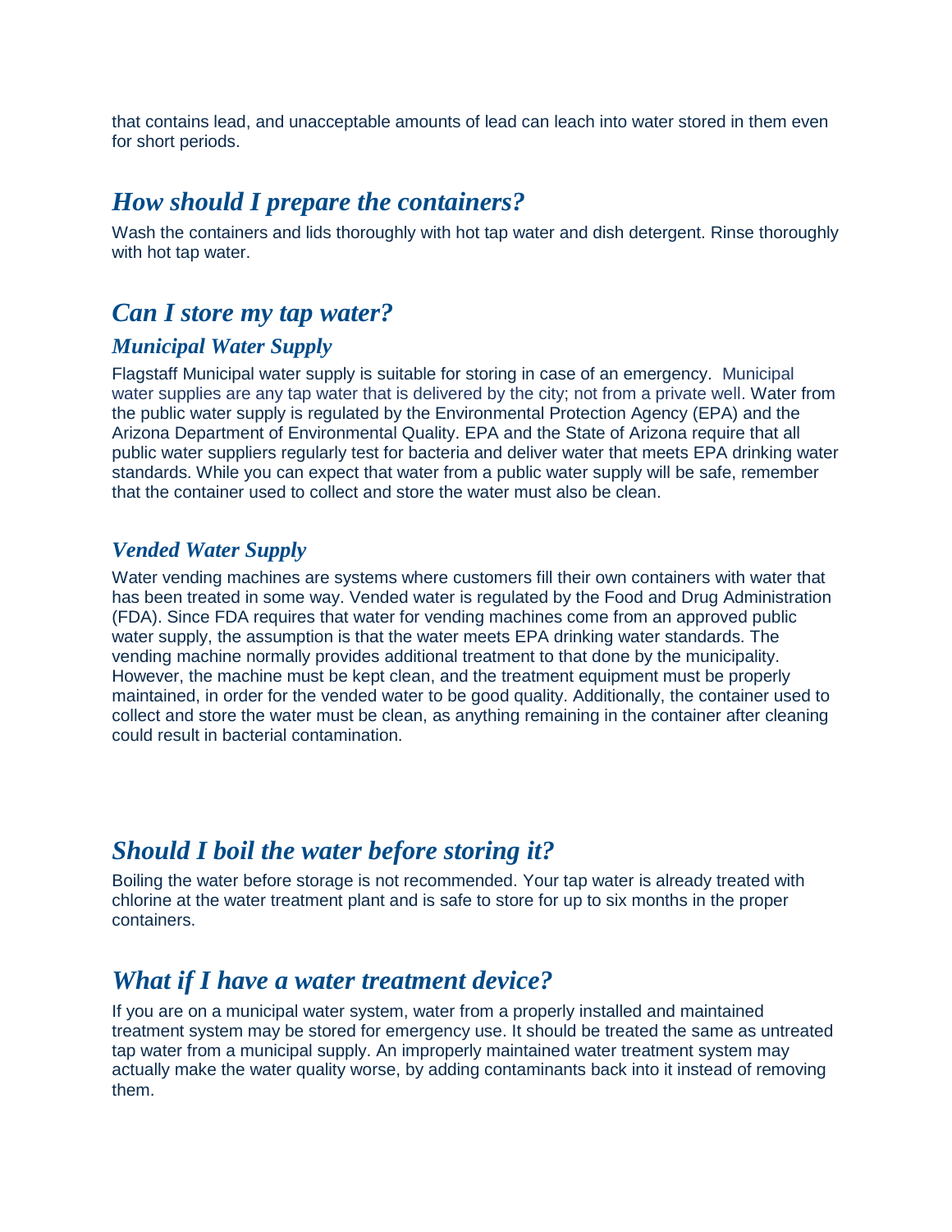that contains lead, and unacceptable amounts of lead can leach into water stored in them even for short periods.

## *How should I prepare the containers?*

Wash the containers and lids thoroughly with hot tap water and dish detergent. Rinse thoroughly with hot tap water.

## *Can I store my tap water?*

### *Municipal Water Supply*

Flagstaff Municipal water supply is suitable for storing in case of an emergency. Municipal water supplies are any tap water that is delivered by the city; not from a private well. Water from the public water supply is regulated by the Environmental Protection Agency (EPA) and the Arizona Department of Environmental Quality. EPA and the State of Arizona require that all public water suppliers regularly test for bacteria and deliver water that meets EPA drinking water standards. While you can expect that water from a public water supply will be safe, remember that the container used to collect and store the water must also be clean.

### *Vended Water Supply*

Water vending machines are systems where customers fill their own containers with water that has been treated in some way. Vended water is regulated by the Food and Drug Administration (FDA). Since FDA requires that water for vending machines come from an approved public water supply, the assumption is that the water meets EPA drinking water standards. The vending machine normally provides additional treatment to that done by the municipality. However, the machine must be kept clean, and the treatment equipment must be properly maintained, in order for the vended water to be good quality. Additionally, the container used to collect and store the water must be clean, as anything remaining in the container after cleaning could result in bacterial contamination.

## *Should I boil the water before storing it?*

Boiling the water before storage is not recommended. Your tap water is already treated with chlorine at the water treatment plant and is safe to store for up to six months in the proper containers.

## *What if I have a water treatment device?*

If you are on a municipal water system, water from a properly installed and maintained treatment system may be stored for emergency use. It should be treated the same as untreated tap water from a municipal supply. An improperly maintained water treatment system may actually make the water quality worse, by adding contaminants back into it instead of removing them.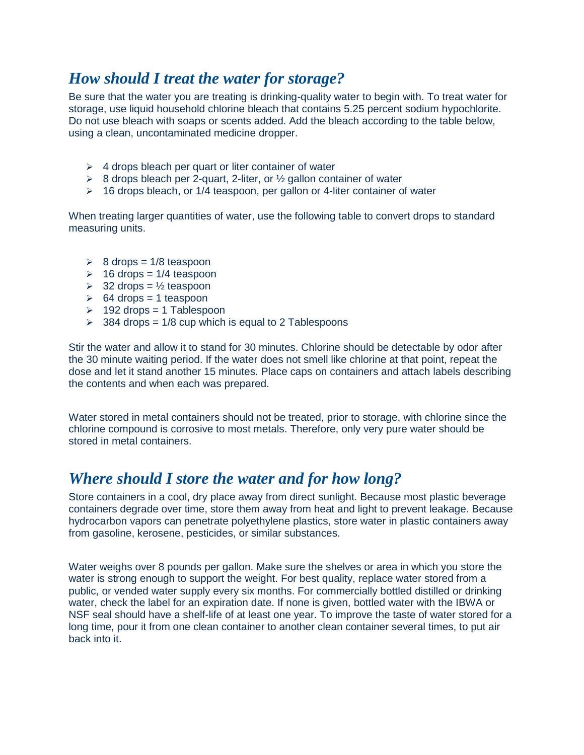## *How should I treat the water for storage?*

Be sure that the water you are treating is drinking-quality water to begin with. To treat water for storage, use liquid household chlorine bleach that contains 5.25 percent sodium hypochlorite. Do not use bleach with soaps or scents added. Add the bleach according to the table below, using a clean, uncontaminated medicine dropper.

- 4 drops bleach per quart or liter container of water
- 8 drops bleach per 2-quart, 2-liter, or ½ gallon container of water
- 16 drops bleach, or 1/4 teaspoon, per gallon or 4-liter container of water

When treating larger quantities of water, use the following table to convert drops to standard measuring units.

- 8 drops = 1/8 teaspoon
- 16 drops = 1/4 teaspoon
- 32 drops = ½ teaspoon
- 64 drops = 1 teaspoon
- 192 drops = 1 Tablespoon
- 384 drops = 1/8 cup which is equal to 2 Tablespoons

Stir the water and allow it to stand for 30 minutes. Chlorine should be detectable by odor after the 30 minute waiting period. If the water does not smell like chlorine at that point, repeat the dose and let it stand another 15 minutes. Place caps on containers and attach labels describing the contents and when each was prepared.

Water stored in metal containers should not be treated, prior to storage, with chlorine since the chlorine compound is corrosive to most metals. Therefore, only very pure water should be stored in metal containers.

## *Where should I store the water and for how long?*

Store containers in a cool, dry place away from direct sunlight. Because most plastic beverage containers degrade over time, store them away from heat and light to prevent leakage. Because hydrocarbon vapors can penetrate polyethylene plastics, store water in plastic containers away from gasoline, kerosene, pesticides, or similar substances.

Water weighs over 8 pounds per gallon. Make sure the shelves or area in which you store the water is strong enough to support the weight. For best quality, replace water stored from a public, or vended water supply every six months. For commercially bottled distilled or drinking water, check the label for an expiration date. If none is given, bottled water with the IBWA or NSF seal should have a shelf-life of at least one year. To improve the taste of water stored for a long time, pour it from one clean container to another clean container several times, to put air back into it.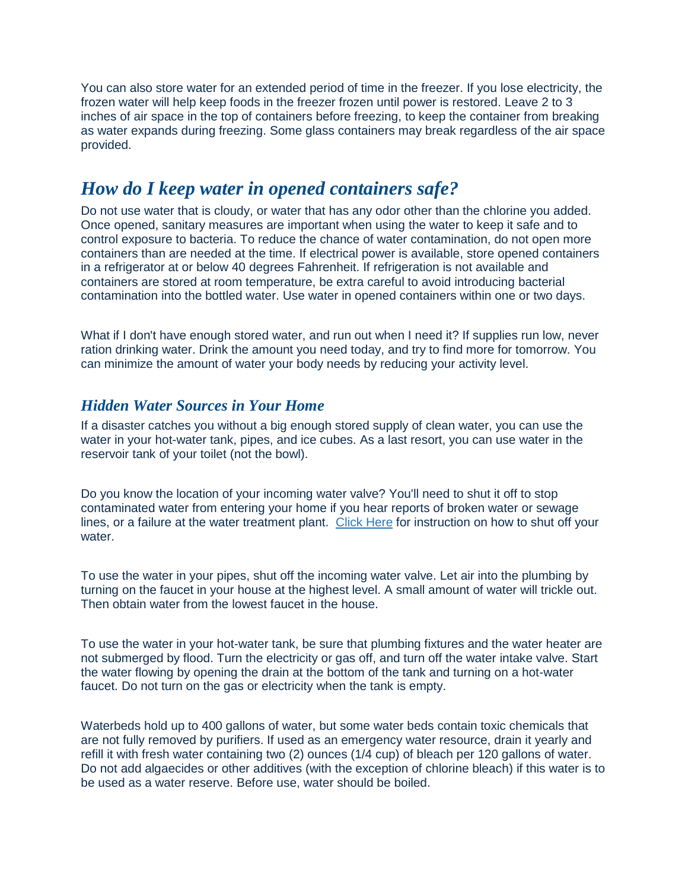You can also store water for an extended period of time in the freezer. If you lose electricity, the frozen water will help keep foods in the freezer frozen until power is restored. Leave 2 to 3 inches of air space in the top of containers before freezing, to keep the container from breaking as water expands during freezing. Some glass containers may break regardless of the air space provided.

## *How do I keep water in opened containers safe?*

Do not use water that is cloudy, or water that has any odor other than the chlorine you added. Once opened, sanitary measures are important when using the water to keep it safe and to control exposure to bacteria. To reduce the chance of water contamination, do not open more containers than are needed at the time. If electrical power is available, store opened containers in a refrigerator at or below 40 degrees Fahrenheit. If refrigeration is not available and containers are stored at room temperature, be extra careful to avoid introducing bacterial contamination into the bottled water. Use water in opened containers within one or two days.

What if I don't have enough stored water, and run out when I need it? If supplies run low, never ration drinking water. Drink the amount you need today, and try to find more for tomorrow. You can minimize the amount of water your body needs by reducing your activity level.

### *Hidden Water Sources in Your Home*

If a disaster catches you without a big enough stored supply of clean water, you can use the water in your hot-water tank, pipes, and ice cubes. As a last resort, you can use water in the reservoir tank of your toilet (not the bowl).

Do you know the location of your incoming water valve? You'll need to shut it off to stop contaminated water from entering your home if you hear reports of broken water or sewage lines, or a failure at the water treatment plant. Click Here for instruction on how to shut off your water.

To use the water in your pipes, shut off the incoming water valve. Let air into the plumbing by turning on the faucet in your house at the highest level. A small amount of water will trickle out. Then obtain water from the lowest faucet in the house.

To use the water in your hot-water tank, be sure that plumbing fixtures and the water heater are not submerged by flood. Turn the electricity or gas off, and turn off the water intake valve. Start the water flowing by opening the drain at the bottom of the tank and turning on a hot-water faucet. Do not turn on the gas or electricity when the tank is empty.

Waterbeds hold up to 400 gallons of water, but some water beds contain toxic chemicals that are not fully removed by purifiers. If used as an emergency water resource, drain it yearly and refill it with fresh water containing two (2) ounces (1/4 cup) of bleach per 120 gallons of water. Do not add algaecides or other additives (with the exception of chlorine bleach) if this water is to be used as a water reserve. Before use, water should be boiled.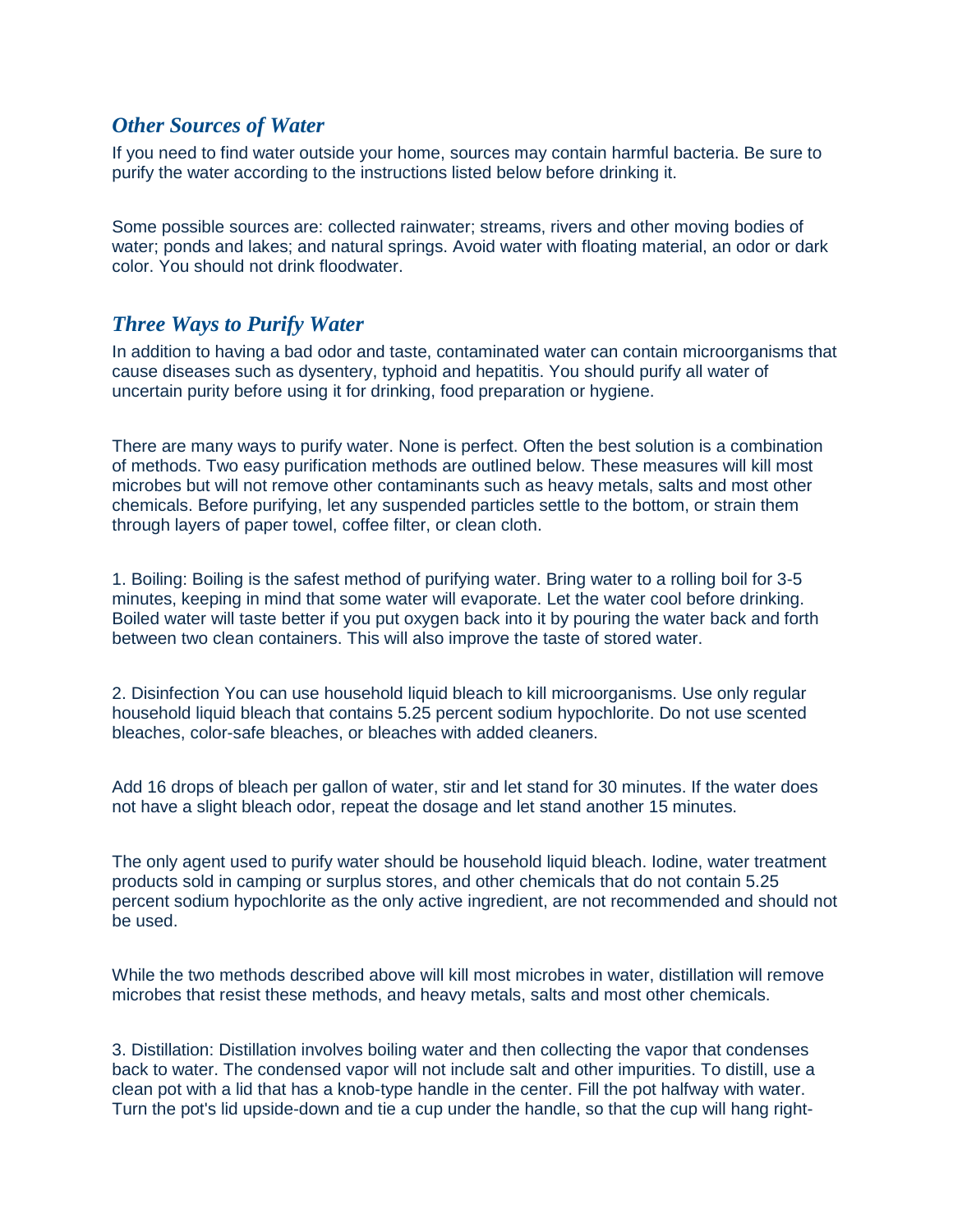## *Other Sources of Water*

If you need to find water outside your home, sources may contain harmful bacteria. Be sure to purify the water according to the instructions listed below before drinking it.

Some possible sources are: collected rainwater; streams, rivers and other moving bodies of water; ponds and lakes; and natural springs. Avoid water with floating material, an odor or dark color. You should not drink floodwater.

## *Three Ways to Purify Water*

In addition to having a bad odor and taste, contaminated water can contain microorganisms that cause diseases such as dysentery, typhoid and hepatitis. You should purify all water of uncertain purity before using it for drinking, food preparation or hygiene.

There are many ways to purify water. None is perfect. Often the best solution is a combination of methods. Two easy purification methods are outlined below. These measures will kill most microbes but will not remove other contaminants such as heavy metals, salts and most other chemicals. Before purifying, let any suspended particles settle to the bottom, or strain them through layers of paper towel, coffee filter, or clean cloth.

1. Boiling: Boiling is the safest method of purifying water. Bring water to a rolling boil for 3-5 minutes, keeping in mind that some water will evaporate. Let the water cool before drinking. Boiled water will taste better if you put oxygen back into it by pouring the water back and forth between two clean containers. This will also improve the taste of stored water.

2. Disinfection You can use household liquid bleach to kill microorganisms. Use only regular household liquid bleach that contains 5.25 percent sodium hypochlorite. Do not use scented bleaches, color-safe bleaches, or bleaches with added cleaners.

Add 16 drops of bleach per gallon of water, stir and let stand for 30 minutes. If the water does not have a slight bleach odor, repeat the dosage and let stand another 15 minutes.

The only agent used to purify water should be household liquid bleach. Iodine, water treatment products sold in camping or surplus stores, and other chemicals that do not contain 5.25 percent sodium hypochlorite as the only active ingredient, are not recommended and should not be used.

While the two methods described above will kill most microbes in water, distillation will remove microbes that resist these methods, and heavy metals, salts and most other chemicals.

3. Distillation: Distillation involves boiling water and then collecting the vapor that condenses back to water. The condensed vapor will not include salt and other impurities. To distill, use a clean pot with a lid that has a knob-type handle in the center. Fill the pot halfway with water. Turn the pot's lid upside-down and tie a cup under the handle, so that the cup will hang right-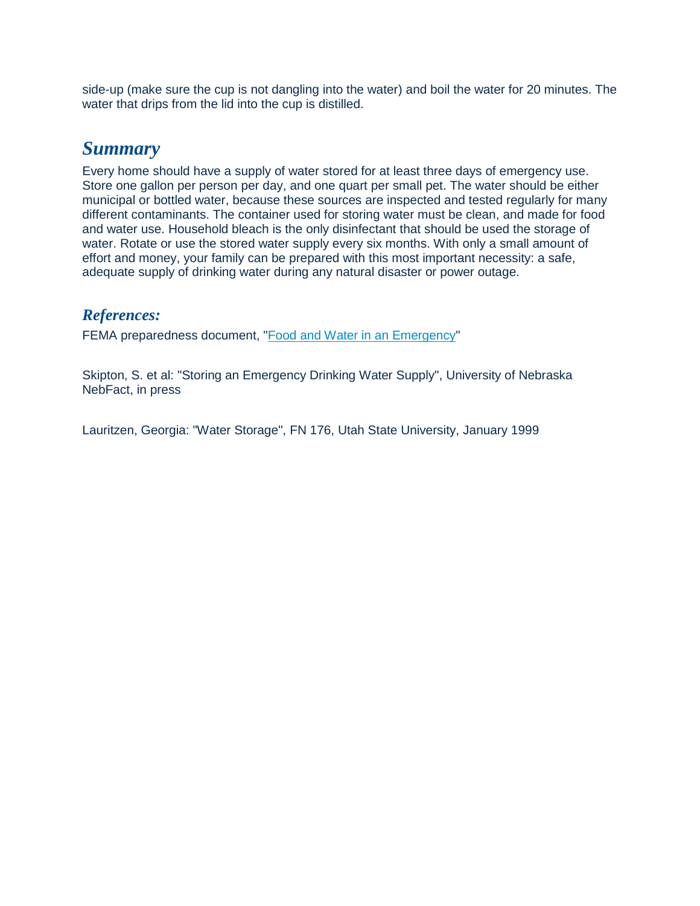side-up (make sure the cup is not dangling into the water) and boil the water for 20 minutes. The water that drips from the lid into the cup is distilled.

## *Summary*

Every home should have a supply of water stored for at least three days of emergency use. Store one gallon per person per day, and one quart per small pet. The water should be either municipal or bottled water, because these sources are inspected and tested regularly for many different contaminants. The container used for storing water must be clean, and made for food and water use. Household bleach is the only disinfectant that should be used the storage of water. Rotate or use the stored water supply every six months. With only a small amount of effort and money, your family can be prepared with this most important necessity: a safe, adequate supply of drinking water during any natural disaster or power outage.

### *References:*

FEMA preparedness document, "Food and Water in an Emergency"

Skipton, S. et al: "Storing an Emergency Drinking Water Supply", University of Nebraska NebFact, in press

Lauritzen, Georgia: "Water Storage", FN 176, Utah State University, January 1999